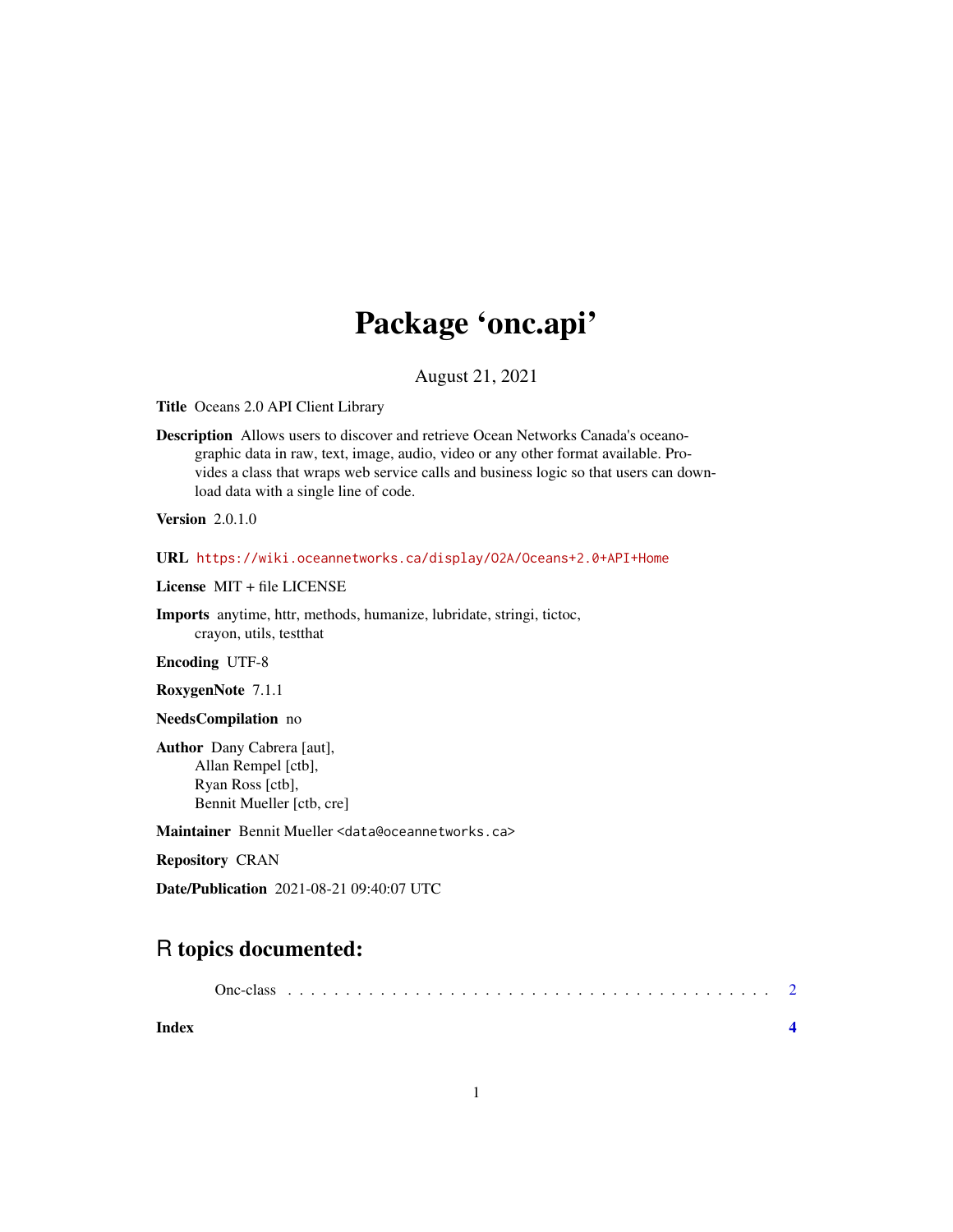# Package 'onc.api'

August 21, 2021

**Title** Oceans 2.0 API Client Library

**Description** Allows users to discover and retrieve Ocean Networks Canada's oceanographic data in raw, text, image, audio, video or any other format available. Provides a class that wraps web service calls and business logic so that users can download data with a single line of code.

**Version** 2.0.1.0

**URL** https://wiki.oceannetworks.ca/display/O2A/Oceans+2.0+API+Home

**License** MIT + file LICENSE

**Imports** anytime, httr, methods, humanize, lubridate, stringi, tictoc, crayon, utils, testthat

**Encoding** UTF-8

**RoxygenNote** 7.1.1

**NeedsCompilation** no

**Author** Dany Cabrera [aut],
Allan Rempel [ctb],
Ryan Ross [ctb],
Bennit Mueller [ctb, cre]

**Maintainer** Bennit Mueller <data@oceannetworks.ca>

**Repository** CRAN

**Date/Publication** 2021-08-21 09:40:07 UTC

## R topics documented:

Onc-class . . . . . . . . . . . . . . . . . . . . . . . . . . . . . . . . . . . . . . . . . 2

**Index** **4**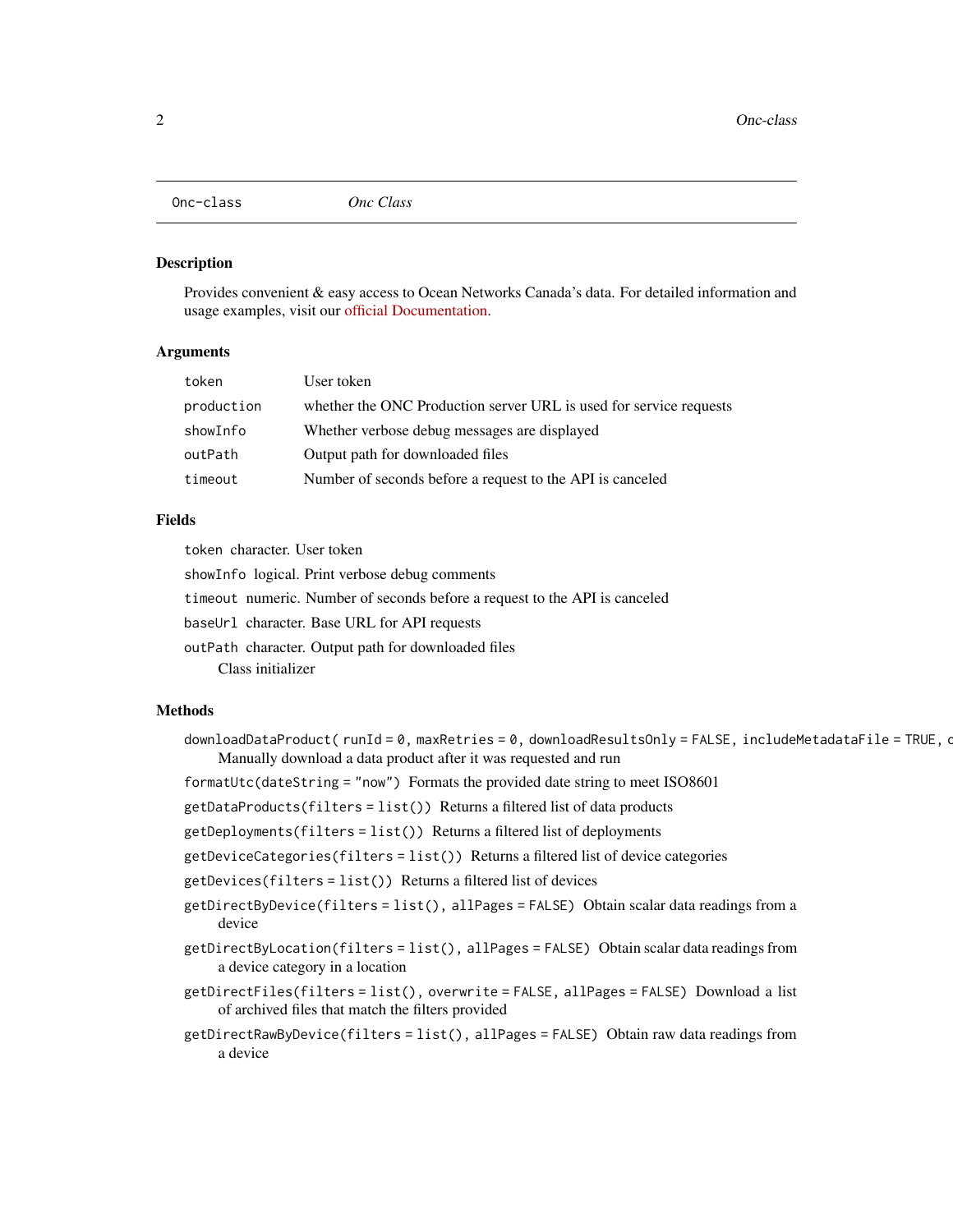## Onc-class *Onc Class*

### Description

Provides convenient & easy access to Ocean Networks Canada's data. For detailed information and usage examples, visit our official Documentation.

### Arguments

| | |
|---|---|
| `token` | User token |
| `production` | whether the ONC Production server URL is used for service requests |
| `showInfo` | Whether verbose debug messages are displayed |
| `outPath` | Output path for downloaded files |
| `timeout` | Number of seconds before a request to the API is canceled |

### Fields

`token` character. User token

`showInfo` logical. Print verbose debug comments

`timeout` numeric. Number of seconds before a request to the API is canceled

`baseUrl` character. Base URL for API requests

`outPath` character. Output path for downloaded files
  Class initializer

### Methods

`downloadDataProduct( runId = 0, maxRetries = 0, downloadResultsOnly = FALSE, includeMetadataFile = TRUE, c`
  Manually download a data product after it was requested and run

`formatUtc(dateString = "now")` Formats the provided date string to meet ISO8601

`getDataProducts(filters = list())` Returns a filtered list of data products

`getDeployments(filters = list())` Returns a filtered list of deployments

`getDeviceCategories(filters = list())` Returns a filtered list of device categories

`getDevices(filters = list())` Returns a filtered list of devices

`getDirectByDevice(filters = list(), allPages = FALSE)` Obtain scalar data readings from a device

`getDirectByLocation(filters = list(), allPages = FALSE)` Obtain scalar data readings from a device category in a location

`getDirectFiles(filters = list(), overwrite = FALSE, allPages = FALSE)` Download a list of archived files that match the filters provided

`getDirectRawByDevice(filters = list(), allPages = FALSE)` Obtain raw data readings from a device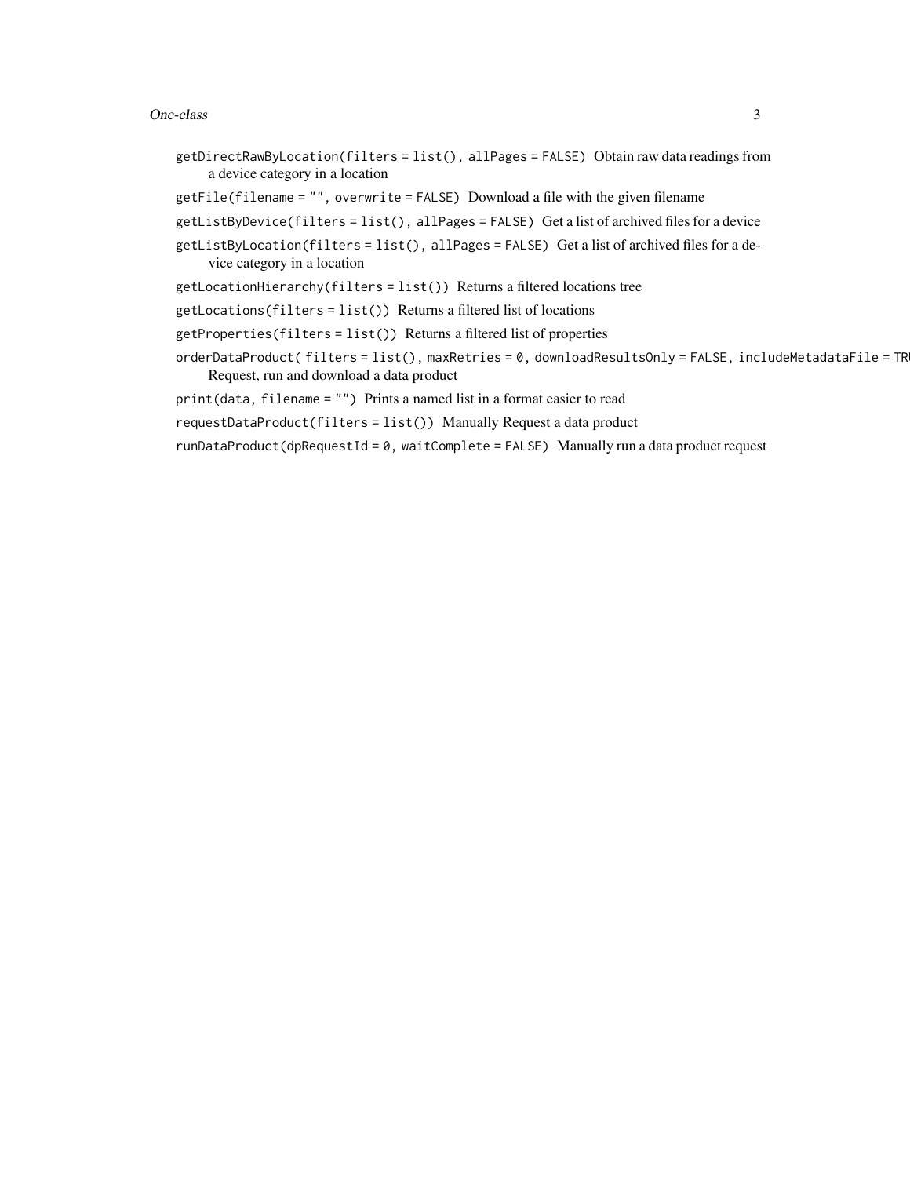`getDirectRawByLocation(filters = list(), allPages = FALSE)` Obtain raw data readings from a device category in a location

`getFile(filename = "", overwrite = FALSE)` Download a file with the given filename

`getListByDevice(filters = list(), allPages = FALSE)` Get a list of archived files for a device

`getListByLocation(filters = list(), allPages = FALSE)` Get a list of archived files for a device category in a location

`getLocationHierarchy(filters = list())` Returns a filtered locations tree

`getLocations(filters = list())` Returns a filtered list of locations

`getProperties(filters = list())` Returns a filtered list of properties

`orderDataProduct( filters = list(), maxRetries = 0, downloadResultsOnly = FALSE, includeMetadataFile = TR`
Request, run and download a data product

`print(data, filename = "")` Prints a named list in a format easier to read

`requestDataProduct(filters = list())` Manually Request a data product

`runDataProduct(dpRequestId = 0, waitComplete = FALSE)` Manually run a data product request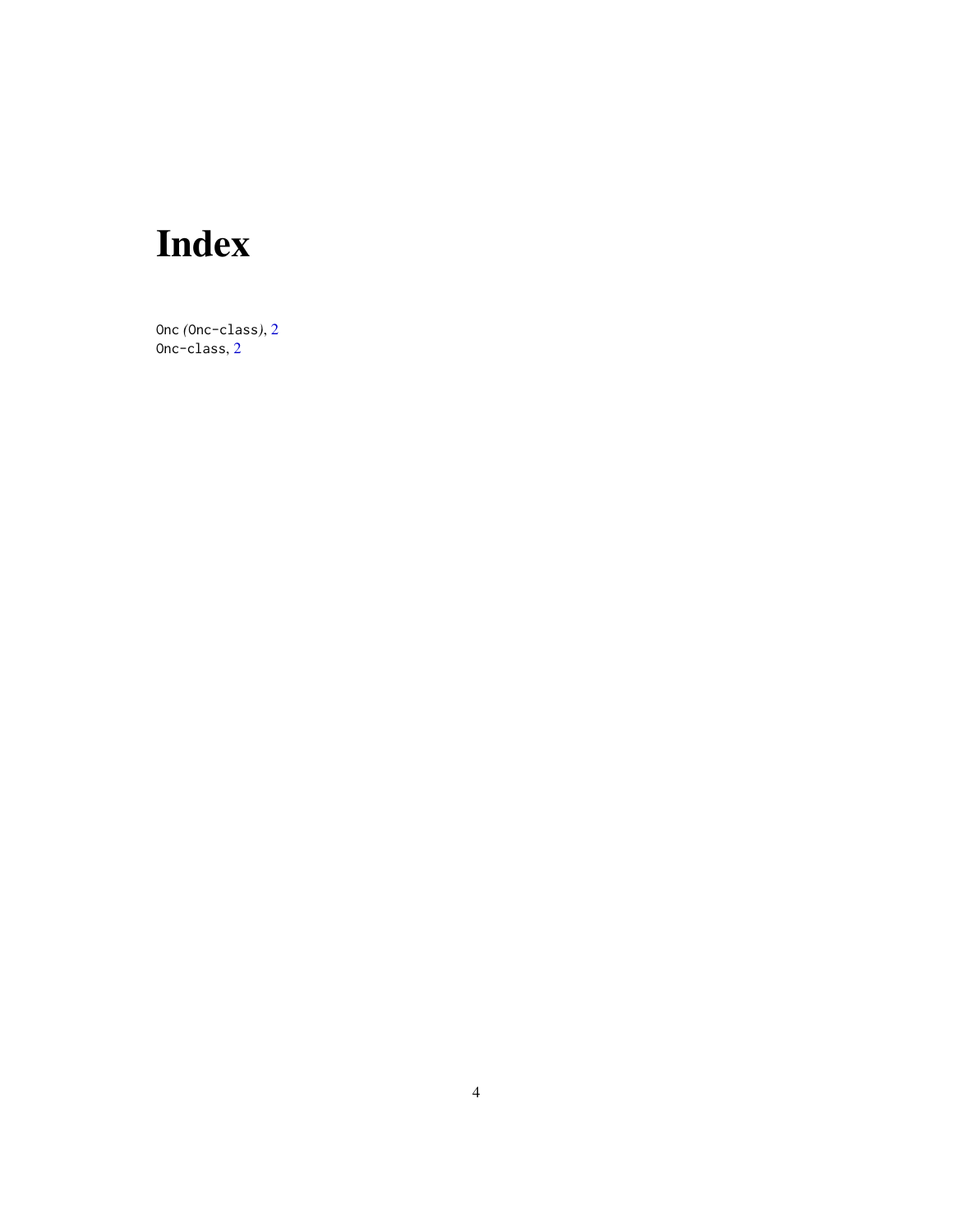# Index

Onc (Onc-class), 2
Onc-class, 2